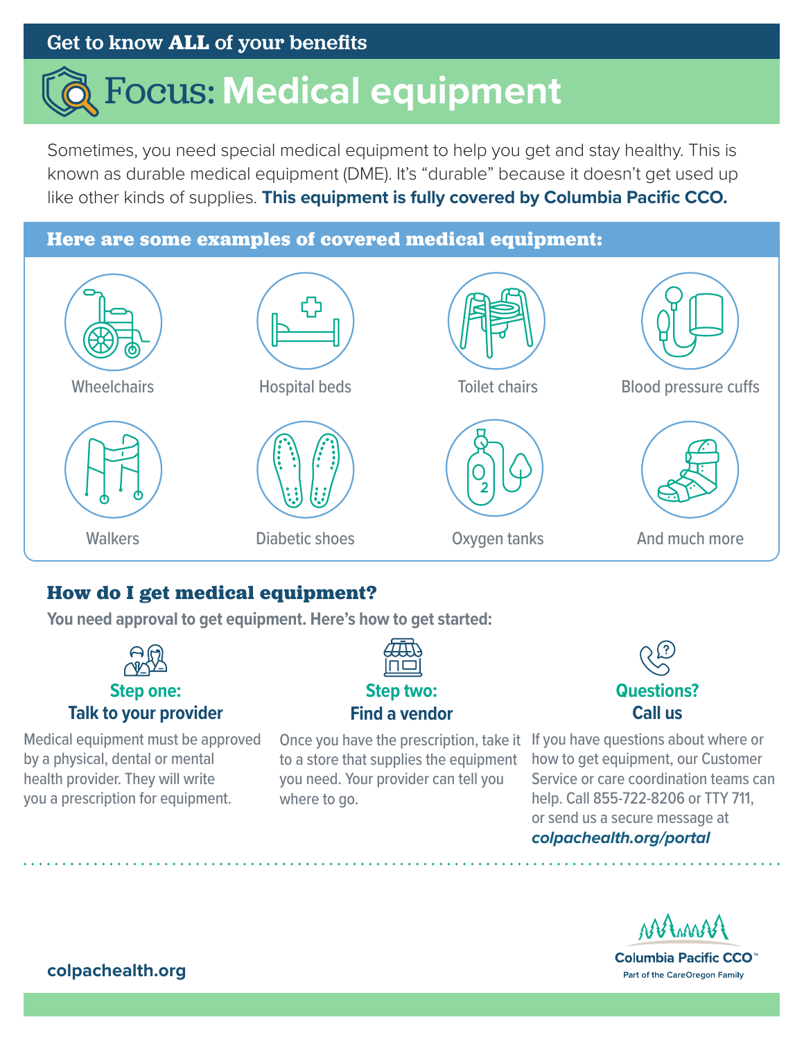Get to know **ALL** of your benefits

# Focus: Medical equipment

Sometimes, you need special medical equipment to help you get and stay healthy. This is known as durable medical equipment (DME). It's "durable" because it doesn't get used up like other kinds of supplies. **This equipment is fully covered by Columbia Pacific CCO.**

## Here are some examples of covered medical equipment:

- Wheelchairs
- Hospital beds
- Toilet chairs
- Blood pressure cuffs
- Walkers
- Diabetic shoes
- Oxygen tanks
- And much more

## How do I get medical equipment?

**You need approval to get equipment. Here's how to get started:**

### Step one: Talk to your provider

Medical equipment must be approved by a physical, dental or mental health provider. They will write you a prescription for equipment.

### Step two: Find a vendor

Once you have the prescription, take it to a store that supplies the equipment you need. Your provider can tell you where to go.

### Questions? Call us

If you have questions about where or how to get equipment, our Customer Service or care coordination teams can help. Call 855-722-8206 or TTY 711, or send us a secure message at ***colpachealth.org/portal***

**colpachealth.org**

Columbia Pacific CCO™
Part of the CareOregon Family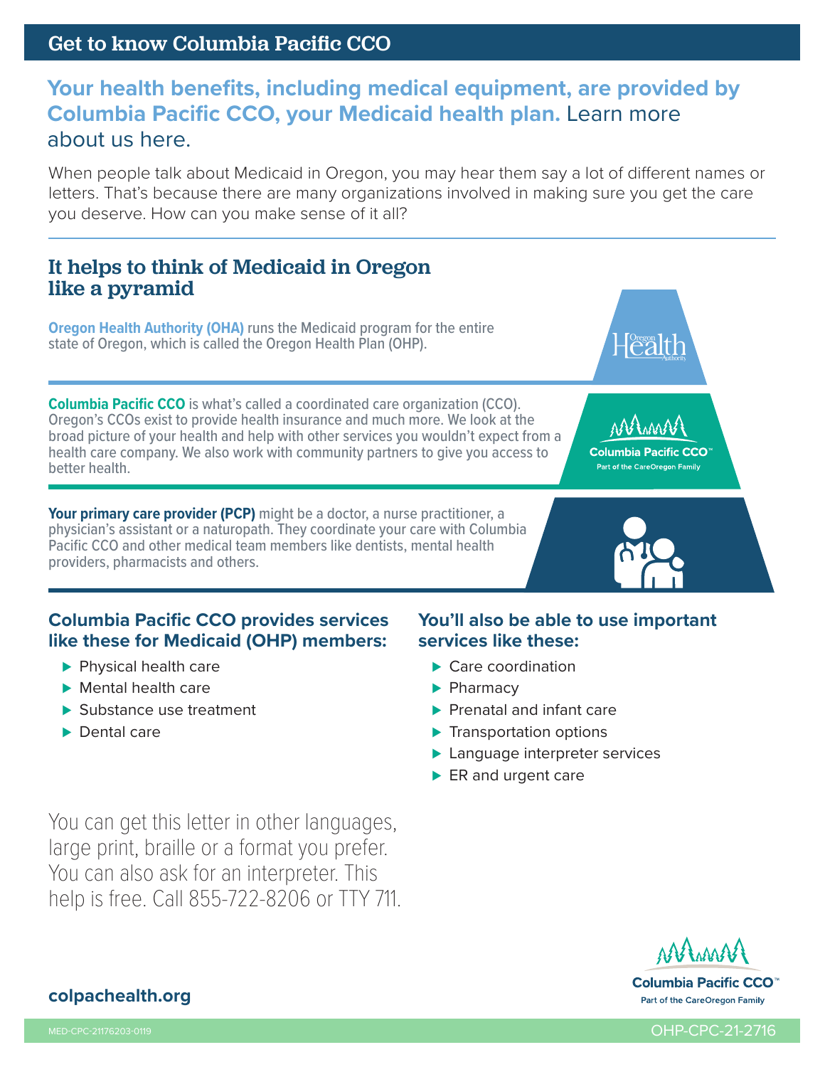## Get to know Columbia Pacific CCO

### **Your health benefits, including medical equipment, are provided by Columbia Pacific CCO, your Medicaid health plan.** Learn more about us here.

When people talk about Medicaid in Oregon, you may hear them say a lot of different names or letters. That's because there are many organizations involved in making sure you get the care you deserve. How can you make sense of it all?

## It helps to think of Medicaid in Oregon like a pyramid

**Oregon Health Authority (OHA)** runs the Medicaid program for the entire state of Oregon, which is called the Oregon Health Plan (OHP).

**Columbia Pacific CCO** is what's called a coordinated care organization (CCO). Oregon's CCOs exist to provide health insurance and much more. We look at the broad picture of your health and help with other services you wouldn't expect from a health care company. We also work with community partners to give you access to better health.

**Your primary care provider (PCP)** might be a doctor, a nurse practitioner, a physician's assistant or a naturopath. They coordinate your care with Columbia Pacific CCO and other medical team members like dentists, mental health providers, pharmacists and others.

### Columbia Pacific CCO provides services like these for Medicaid (OHP) members:

- Physical health care
- Mental health care
- Substance use treatment
- Dental care

### You'll also be able to use important services like these:

- Care coordination
- Pharmacy
- Prenatal and infant care
- Transportation options
- Language interpreter services
- ER and urgent care

You can get this letter in other languages, large print, braille or a format you prefer. You can also ask for an interpreter. This help is free. Call 855-722-8206 or TTY 711.

**colpachealth.org**

Columbia Pacific CCO™
Part of the CareOregon Family

MED-CPC-21176203-0119

OHP-CPC-21-2716